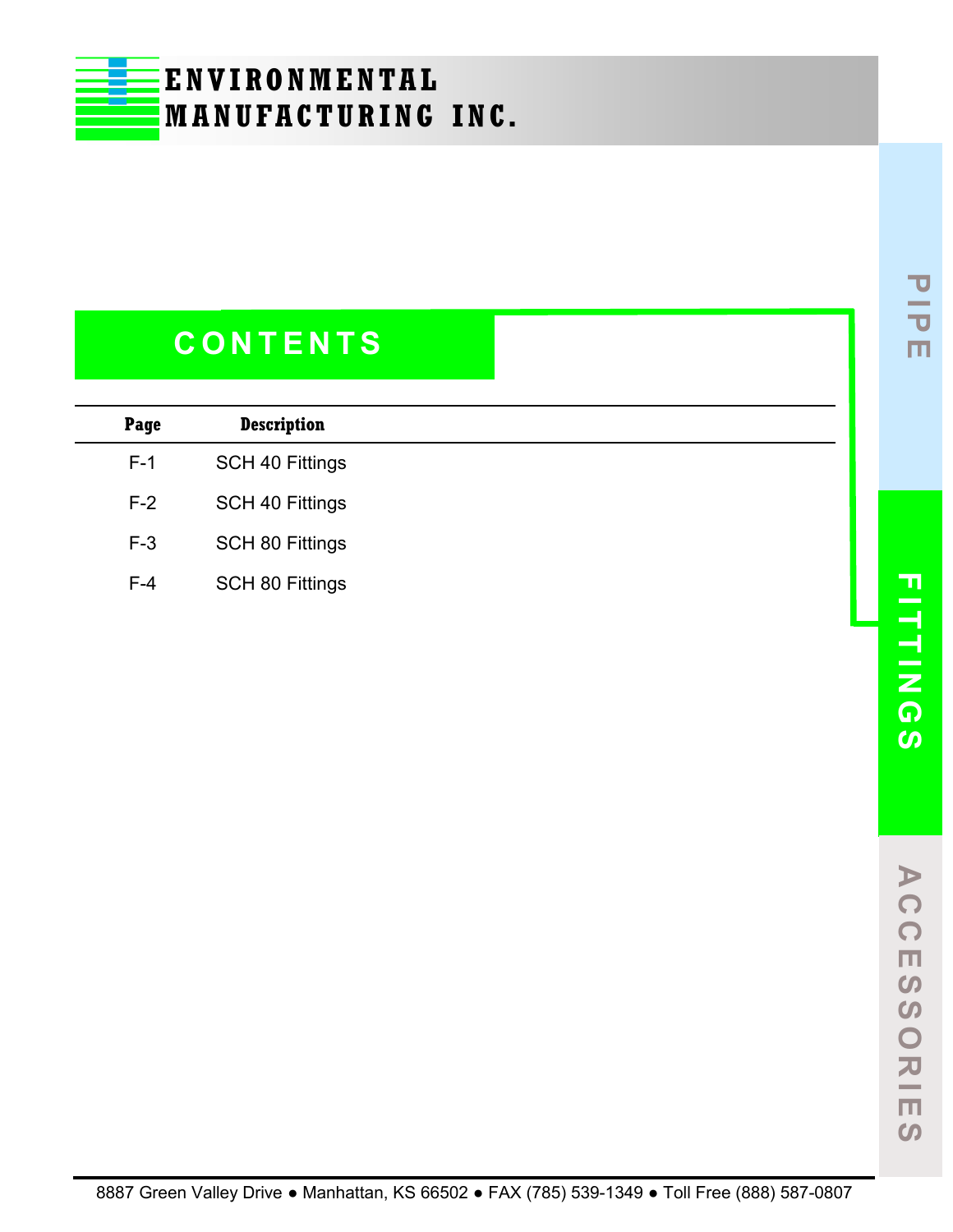# ENVIRONMENTAL MANUFACTURING INC.

## CONTENTS

| Page | Description |
| --- | --- |
| F-1 | SCH 40 Fittings |
| F-2 | SCH 40 Fittings |
| F-3 | SCH 80 Fittings |
| F-4 | SCH 80 Fittings |

PIPE

FITTINGS

ACCESSORIES

8887 Green Valley Drive ● Manhattan, KS 66502 ● FAX (785) 539-1349 ● Toll Free (888) 587-0807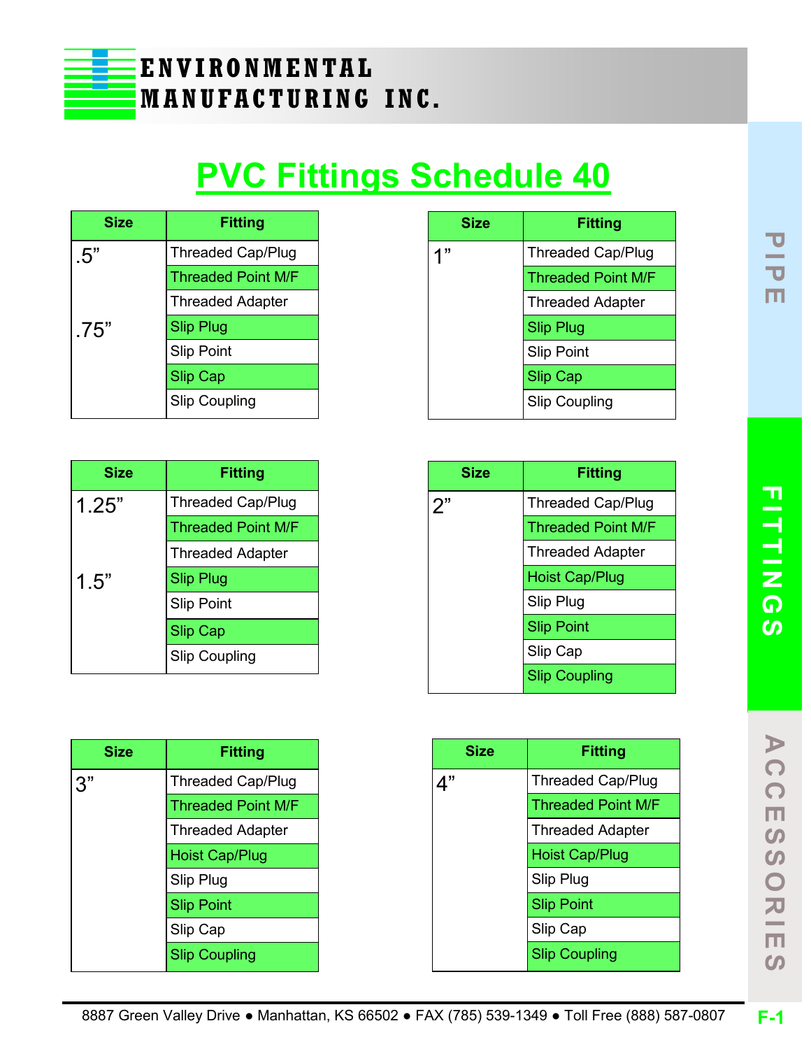# PVC Fittings Schedule 40

| Size | Fitting |
|---|---|
| .5" | Threaded Cap/Plug |
| | Threaded Point M/F |
| | Threaded Adapter |
| .75" | Slip Plug |
| | Slip Point |
| | Slip Cap |
| | Slip Coupling |

| Size | Fitting |
|---|---|
| 1" | Threaded Cap/Plug |
| | Threaded Point M/F |
| | Threaded Adapter |
| | Slip Plug |
| | Slip Point |
| | Slip Cap |
| | Slip Coupling |

| Size | Fitting |
|---|---|
| 1.25" | Threaded Cap/Plug |
| | Threaded Point M/F |
| | Threaded Adapter |
| 1.5" | Slip Plug |
| | Slip Point |
| | Slip Cap |
| | Slip Coupling |

| Size | Fitting |
|---|---|
| 2" | Threaded Cap/Plug |
| | Threaded Point M/F |
| | Threaded Adapter |
| | Hoist Cap/Plug |
| | Slip Plug |
| | Slip Point |
| | Slip Cap |
| | Slip Coupling |

| Size | Fitting |
|---|---|
| 3" | Threaded Cap/Plug |
| | Threaded Point M/F |
| | Threaded Adapter |
| | Hoist Cap/Plug |
| | Slip Plug |
| | Slip Point |
| | Slip Cap |
| | Slip Coupling |

| Size | Fitting |
|---|---|
| 4" | Threaded Cap/Plug |
| | Threaded Point M/F |
| | Threaded Adapter |
| | Hoist Cap/Plug |
| | Slip Plug |
| | Slip Point |
| | Slip Cap |
| | Slip Coupling |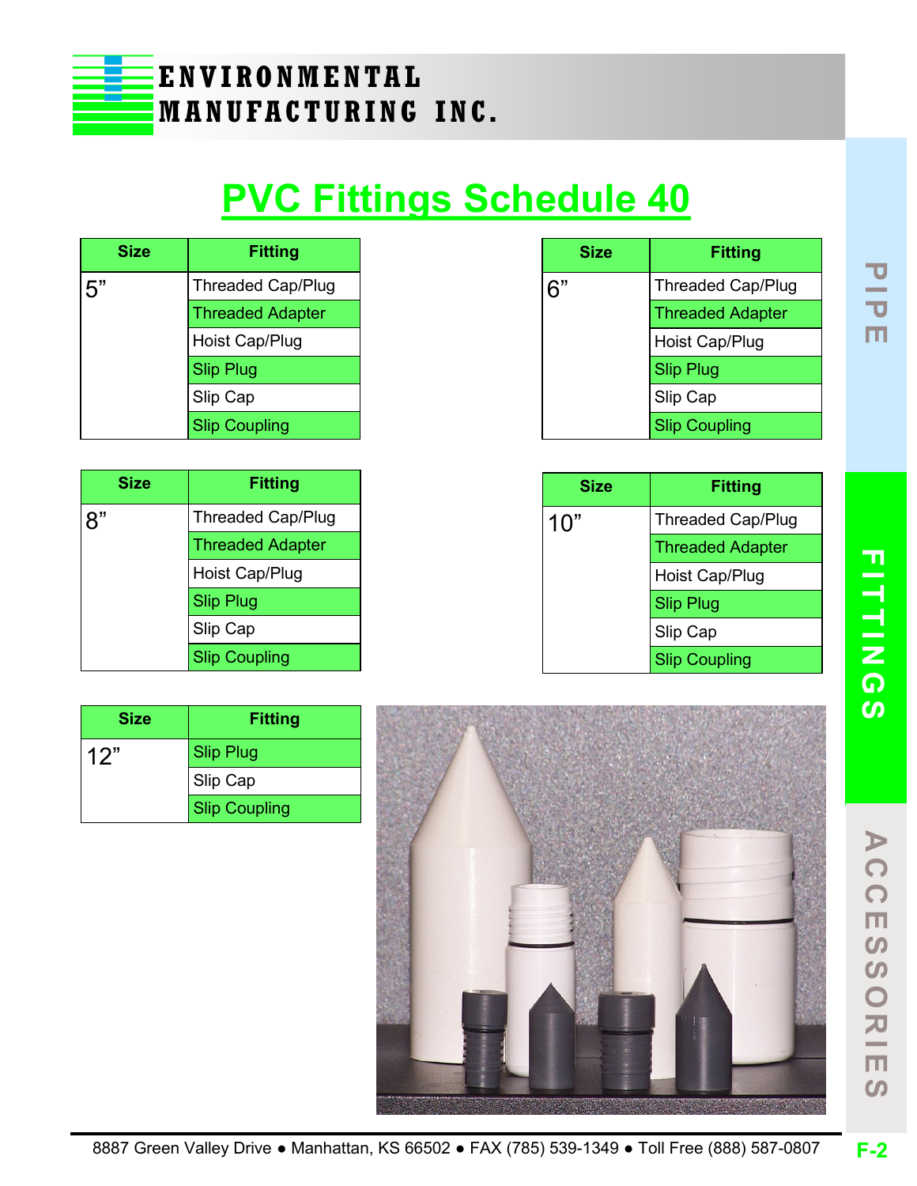# PVC Fittings Schedule 40

| Size | Fitting |
|---|---|
| 5” | Threaded Cap/Plug |
| | Threaded Adapter |
| | Hoist Cap/Plug |
| | Slip Plug |
| | Slip Cap |
| | Slip Coupling |

| Size | Fitting |
|---|---|
| 6” | Threaded Cap/Plug |
| | Threaded Adapter |
| | Hoist Cap/Plug |
| | Slip Plug |
| | Slip Cap |
| | Slip Coupling |

| Size | Fitting |
|---|---|
| 8” | Threaded Cap/Plug |
| | Threaded Adapter |
| | Hoist Cap/Plug |
| | Slip Plug |
| | Slip Cap |
| | Slip Coupling |

| Size | Fitting |
|---|---|
| 10” | Threaded Cap/Plug |
| | Threaded Adapter |
| | Hoist Cap/Plug |
| | Slip Plug |
| | Slip Cap |
| | Slip Coupling |

| Size | Fitting |
|---|---|
| 12” | Slip Plug |
| | Slip Cap |
| | Slip Coupling |

8887 Green Valley Drive ● Manhattan, KS 66502 ● FAX (785) 539-1349 ● Toll Free (888) 587-0807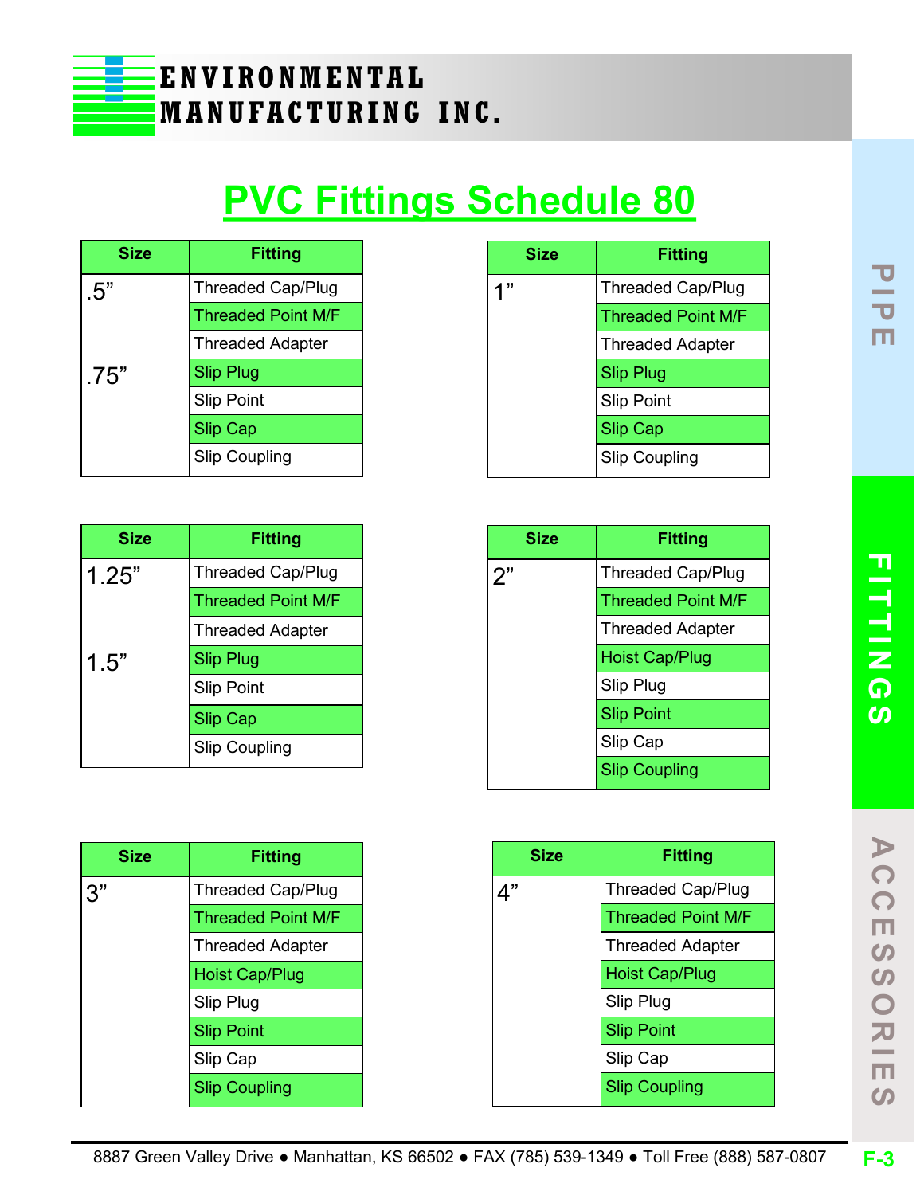ENVIRONMENTAL MANUFACTURING INC.

# PVC Fittings Schedule 80

| Size | Fitting |
|---|---|
| .5” | Threaded Cap/Plug |
| | Threaded Point M/F |
| | Threaded Adapter |
| .75” | Slip Plug |
| | Slip Point |
| | Slip Cap |
| | Slip Coupling |

| Size | Fitting |
|---|---|
| 1” | Threaded Cap/Plug |
| | Threaded Point M/F |
| | Threaded Adapter |
| | Slip Plug |
| | Slip Point |
| | Slip Cap |
| | Slip Coupling |

| Size | Fitting |
|---|---|
| 1.25” | Threaded Cap/Plug |
| | Threaded Point M/F |
| | Threaded Adapter |
| 1.5” | Slip Plug |
| | Slip Point |
| | Slip Cap |
| | Slip Coupling |

| Size | Fitting |
|---|---|
| 2” | Threaded Cap/Plug |
| | Threaded Point M/F |
| | Threaded Adapter |
| | Hoist Cap/Plug |
| | Slip Plug |
| | Slip Point |
| | Slip Cap |
| | Slip Coupling |

| Size | Fitting |
|---|---|
| 3” | Threaded Cap/Plug |
| | Threaded Point M/F |
| | Threaded Adapter |
| | Hoist Cap/Plug |
| | Slip Plug |
| | Slip Point |
| | Slip Cap |
| | Slip Coupling |

| Size | Fitting |
|---|---|
| 4” | Threaded Cap/Plug |
| | Threaded Point M/F |
| | Threaded Adapter |
| | Hoist Cap/Plug |
| | Slip Plug |
| | Slip Point |
| | Slip Cap |
| | Slip Coupling |

8887 Green Valley Drive ● Manhattan, KS 66502 ● FAX (785) 539-1349 ● Toll Free (888) 587-0807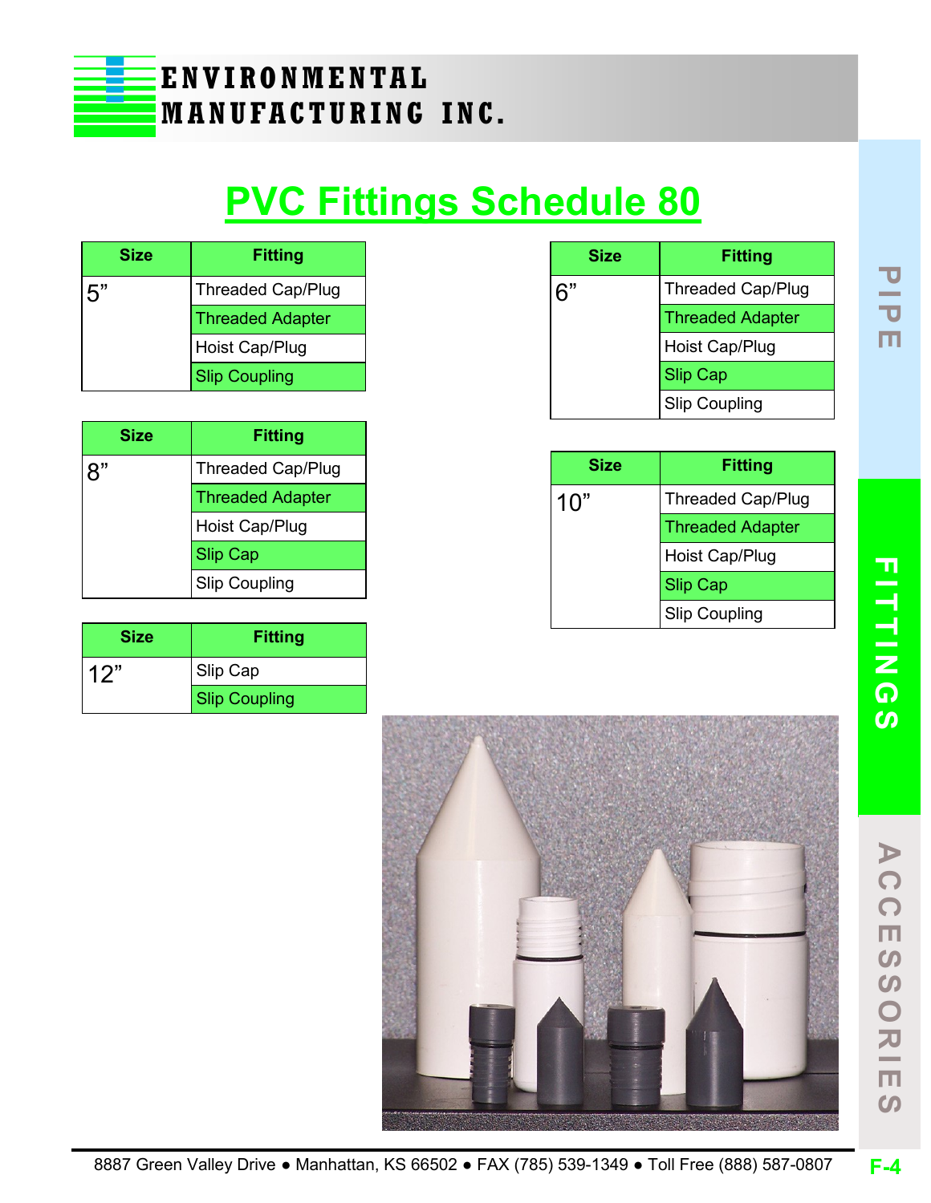# PVC Fittings Schedule 80

| Size | Fitting |
| --- | --- |
| 5” | Threaded Cap/Plug |
| | Threaded Adapter |
| | Hoist Cap/Plug |
| | Slip Coupling |

| Size | Fitting |
| --- | --- |
| 6” | Threaded Cap/Plug |
| | Threaded Adapter |
| | Hoist Cap/Plug |
| | Slip Cap |
| | Slip Coupling |

| Size | Fitting |
| --- | --- |
| 8” | Threaded Cap/Plug |
| | Threaded Adapter |
| | Hoist Cap/Plug |
| | Slip Cap |
| | Slip Coupling |

| Size | Fitting |
| --- | --- |
| 10” | Threaded Cap/Plug |
| | Threaded Adapter |
| | Hoist Cap/Plug |
| | Slip Cap |
| | Slip Coupling |

| Size | Fitting |
| --- | --- |
| 12” | Slip Cap |
| | Slip Coupling |